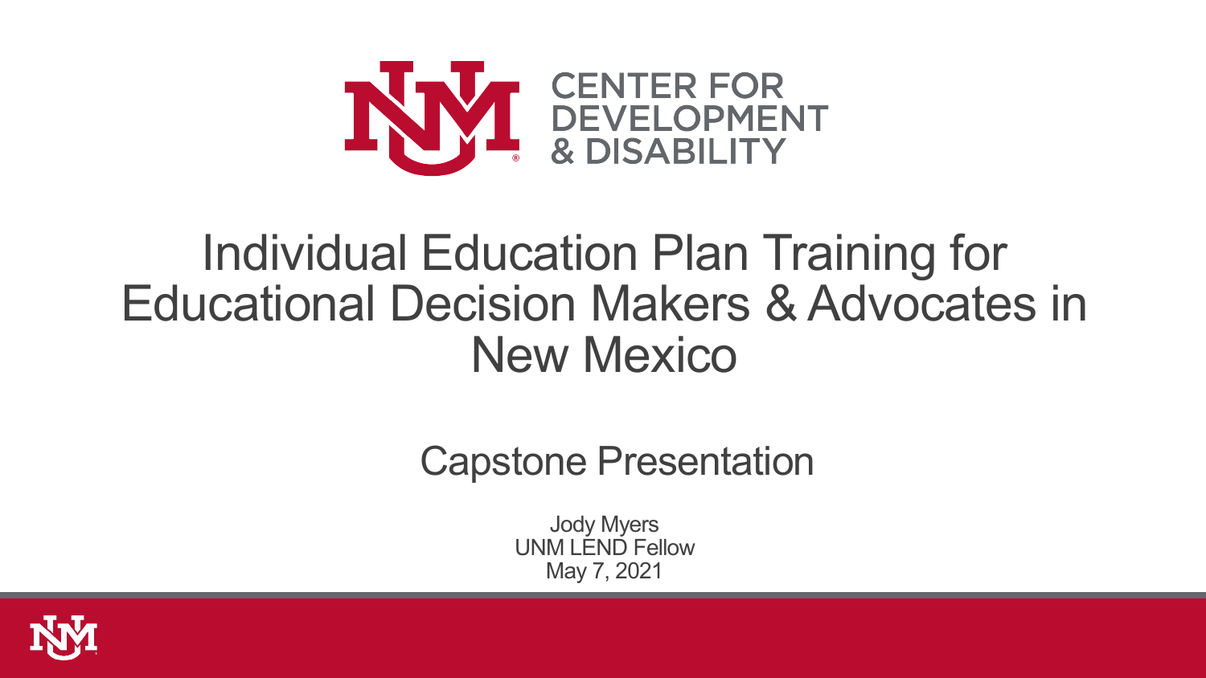CENTER FOR DEVELOPMENT & DISABILITY

# Individual Education Plan Training for Educational Decision Makers & Advocates in New Mexico

## Capstone Presentation

Jody Myers
UNM LEND Fellow
May 7, 2021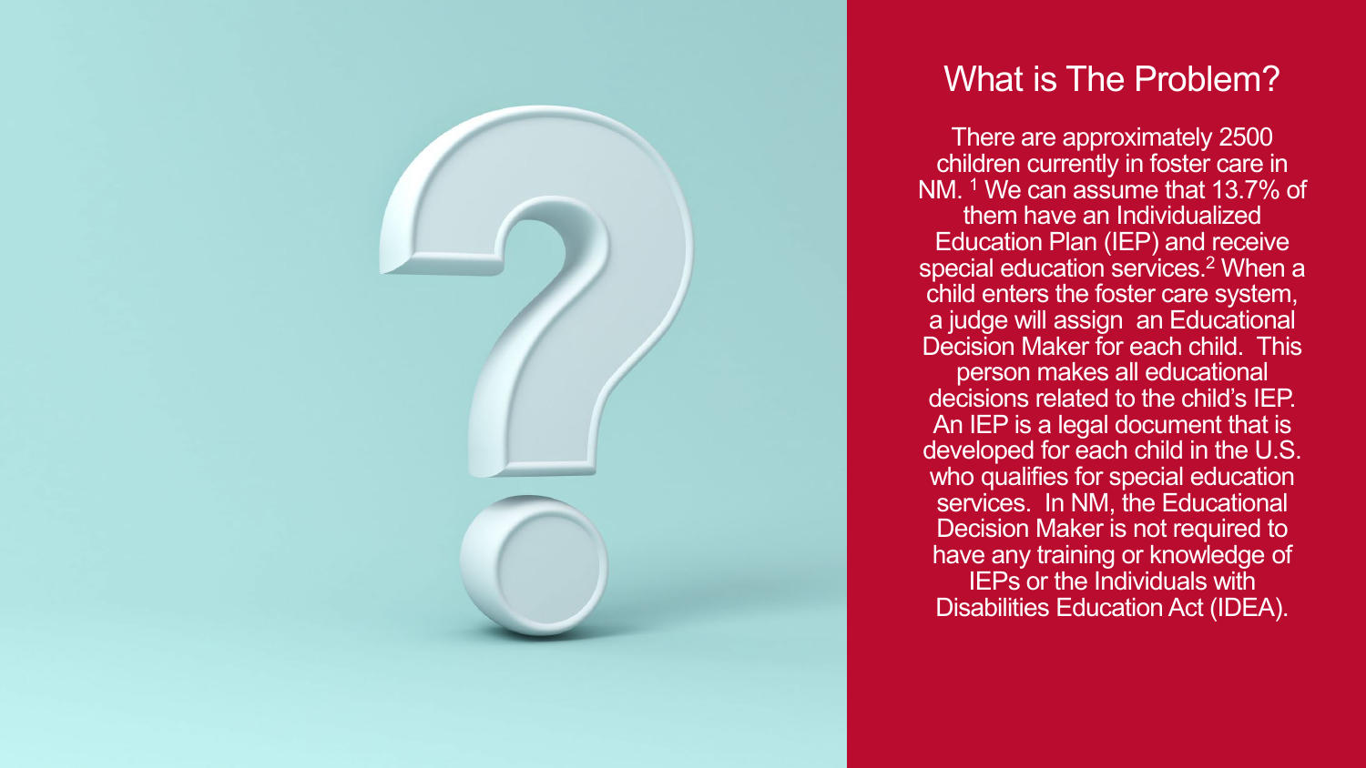# What is The Problem?

There are approximately 2500 children currently in foster care in NM. [1] We can assume that 13.7% of them have an Individualized Education Plan (IEP) and receive special education services.[2] When a child enters the foster care system, a judge will assign an Educational Decision Maker for each child. This person makes all educational decisions related to the child's IEP. An IEP is a legal document that is developed for each child in the U.S. who qualifies for special education services. In NM, the Educational Decision Maker is not required to have any training or knowledge of IEPs or the Individuals with Disabilities Education Act (IDEA).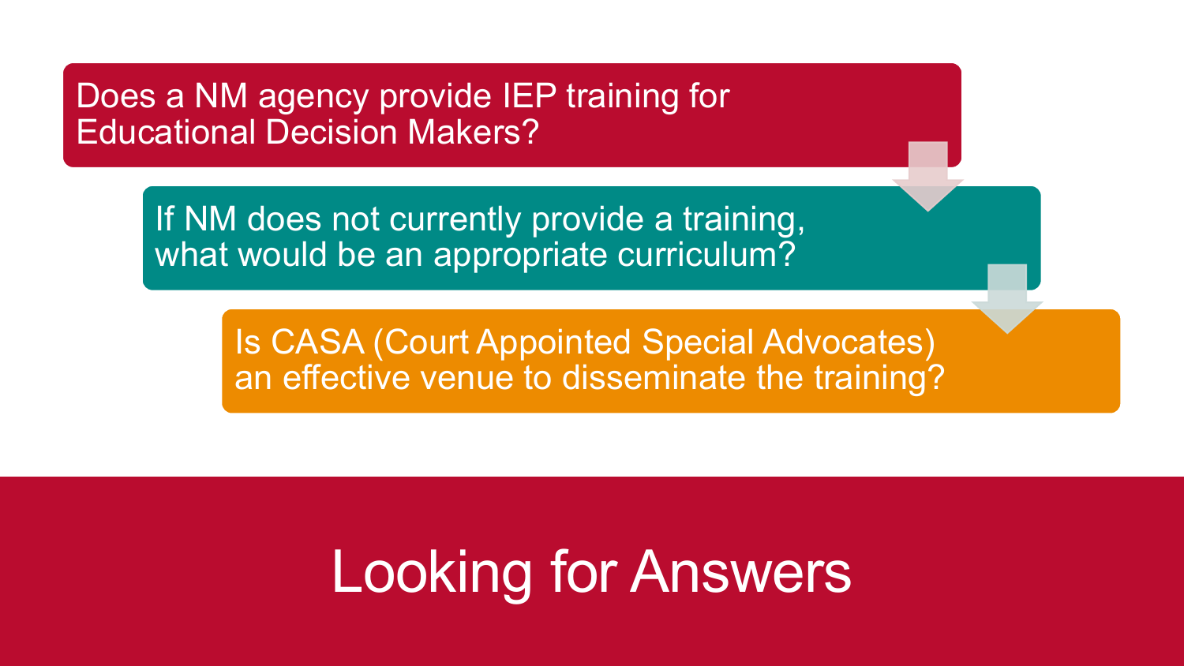# Looking for Answers

- Does a NM agency provide IEP training for Educational Decision Makers?
- If NM does not currently provide a training, what would be an appropriate curriculum?
- Is CASA (Court Appointed Special Advocates) an effective venue to disseminate the training?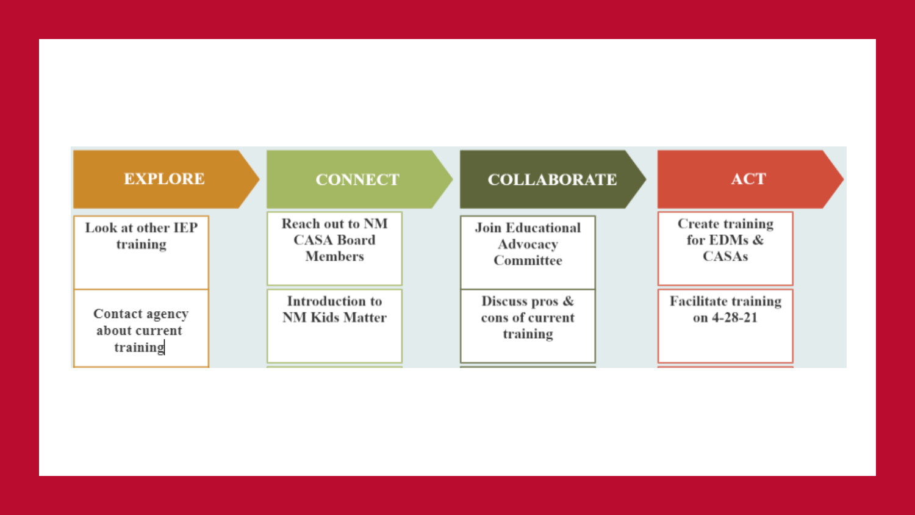| EXPLORE | CONNECT | COLLABORATE | ACT |
| --- | --- | --- | --- |
| Look at other IEP training | Reach out to NM CASA Board Members | Join Educational Advocacy Committee | Create training for EDMs & CASAs |
| Contact agency about current training | Introduction to NM Kids Matter | Discuss pros & cons of current training | Facilitate training on 4-28-21 |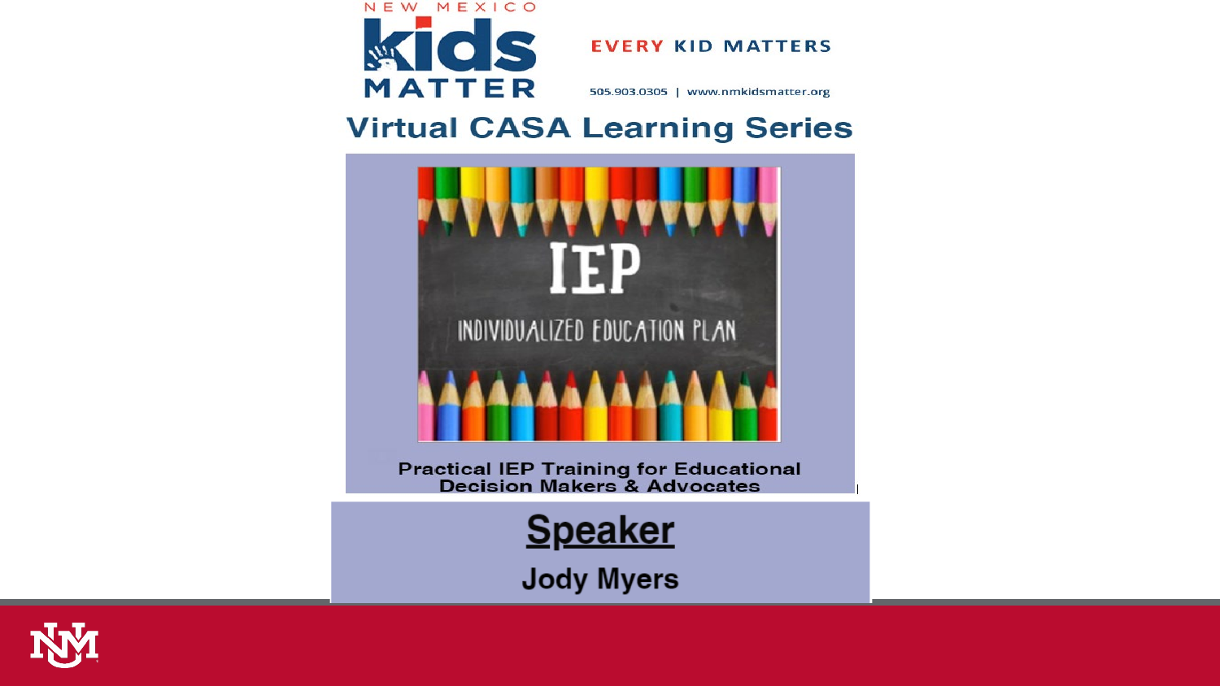NEW MEXICO **kids** MATTER

**EVERY KID MATTERS**

505.903.0305 | www.nmkidsmatter.org

# Virtual CASA Learning Series

**IEP**

INDIVIDUALIZED EDUCATION PLAN

**Practical IEP Training for Educational Decision Makers & Advocates**

## Speaker

**Jody Myers**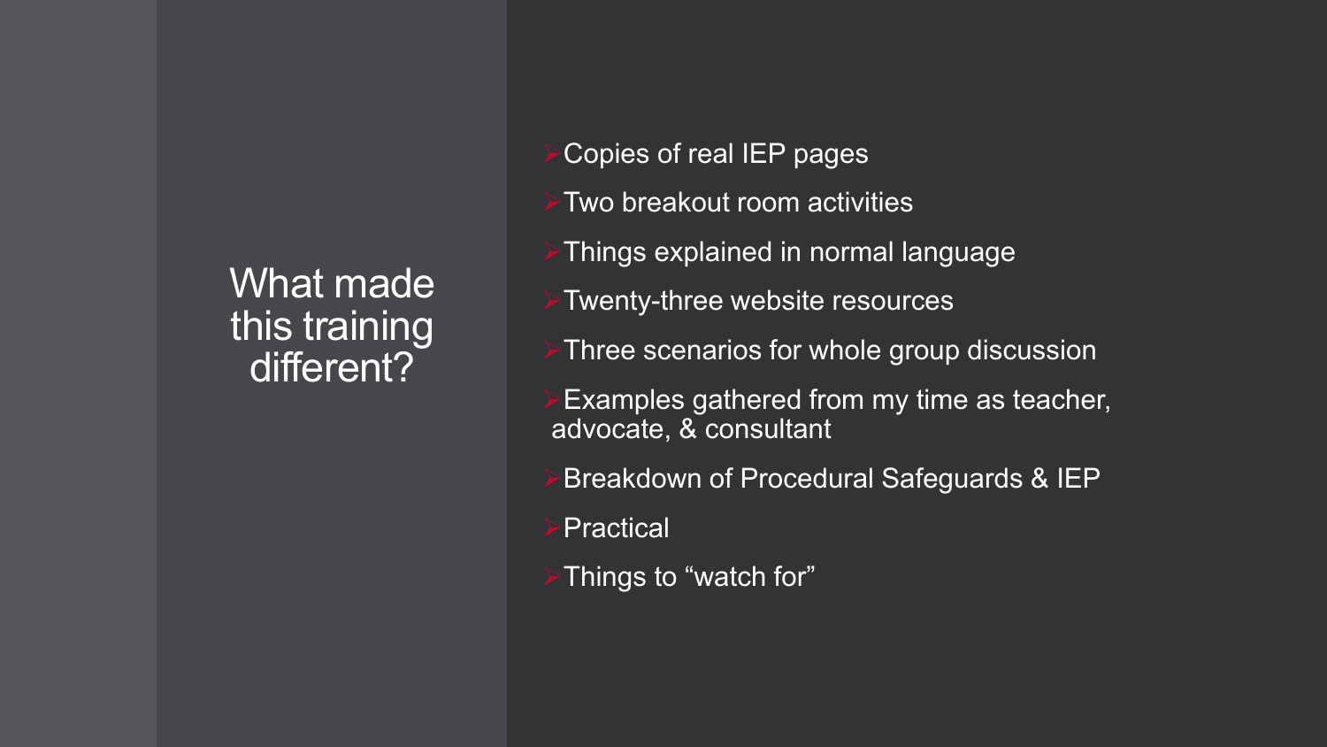# What made this training different?

- Copies of real IEP pages
- Two breakout room activities
- Things explained in normal language
- Twenty-three website resources
- Three scenarios for whole group discussion
- Examples gathered from my time as teacher, advocate, & consultant
- Breakdown of Procedural Safeguards & IEP
- Practical
- Things to "watch for"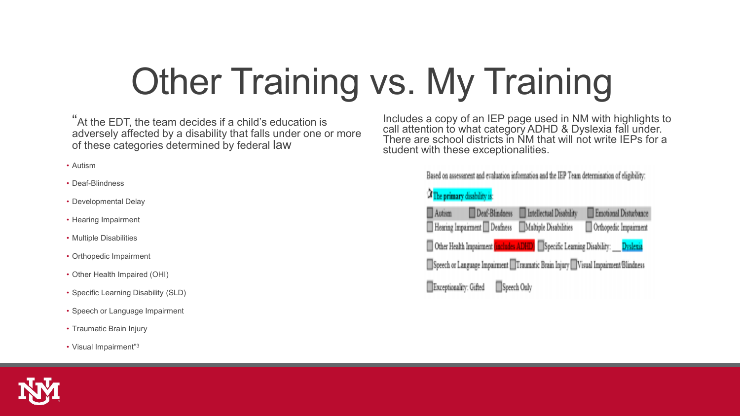# Other Training vs. My Training

"At the EDT, the team decides if a child's education is adversely affected by a disability that falls under one or more of these categories determined by federal law

- Autism
- Deaf-Blindness
- Developmental Delay
- Hearing Impairment
- Multiple Disabilities
- Orthopedic Impairment
- Other Health Impaired (OHI)
- Specific Learning Disability (SLD)
- Speech or Language Impairment
- Traumatic Brain Injury
- Visual Impairment"[3]

Includes a copy of an IEP page used in NM with highlights to call attention to what category ADHD & Dyslexia fall under. There are school districts in NM that will not write IEPs for a student with these exceptionalities.

Based on assessment and evaluation information and the IEP Team determination of eligibility:

The primary disability is:

☐ Autism ☐ Deaf-Blindness ☐ Intellectual Disability ☐ Emotional Disturbance
☐ Hearing Impairment ☐ Deafness ☐ Multiple Disabilities ☐ Orthopedic Impairment
☐ Other Health Impairment (includes ADHD) ☐ Specific Learning Disability: __ Dyslexia
☐ Speech or Language Impairment ☐ Traumatic Brain Injury ☐ Visual Impairment/Blindness
☐ Exceptionality: Gifted ☐ Speech Only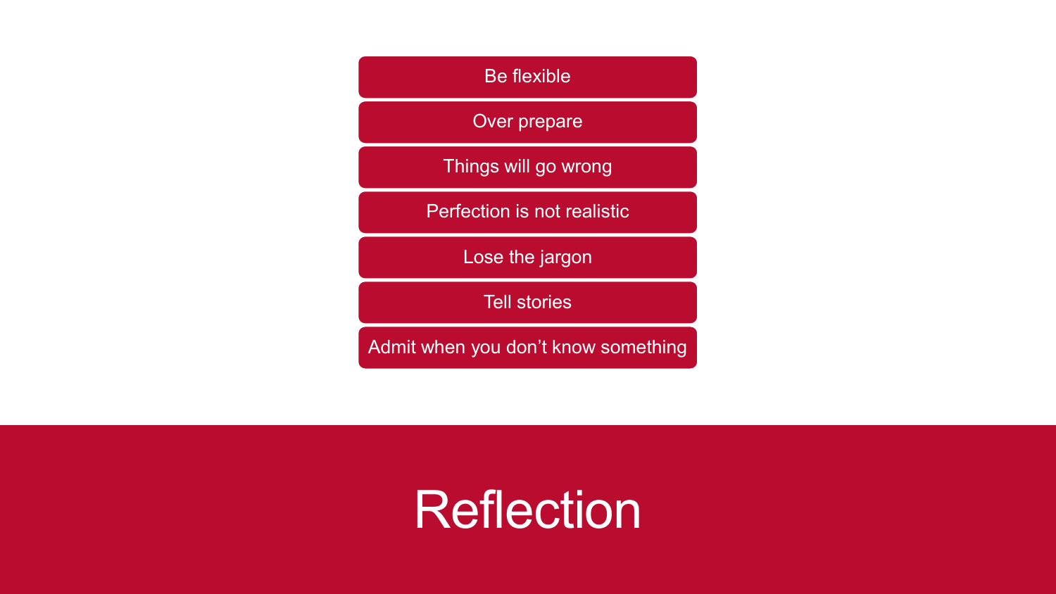- Be flexible
- Over prepare
- Things will go wrong
- Perfection is not realistic
- Lose the jargon
- Tell stories
- Admit when you don’t know something

# Reflection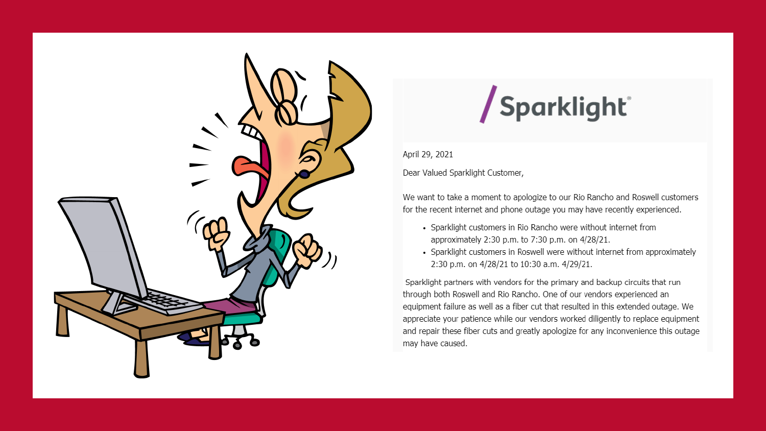Sparklight®

April 29, 2021

Dear Valued Sparklight Customer,

We want to take a moment to apologize to our Rio Rancho and Roswell customers for the recent internet and phone outage you may have recently experienced.

- Sparklight customers in Rio Rancho were without internet from approximately 2:30 p.m. to 7:30 p.m. on 4/28/21.
- Sparklight customers in Roswell were without internet from approximately 2:30 p.m. on 4/28/21 to 10:30 a.m. 4/29/21.

Sparklight partners with vendors for the primary and backup circuits that run through both Roswell and Rio Rancho. One of our vendors experienced an equipment failure as well as a fiber cut that resulted in this extended outage. We appreciate your patience while our vendors worked diligently to replace equipment and repair these fiber cuts and greatly apologize for any inconvenience this outage may have caused.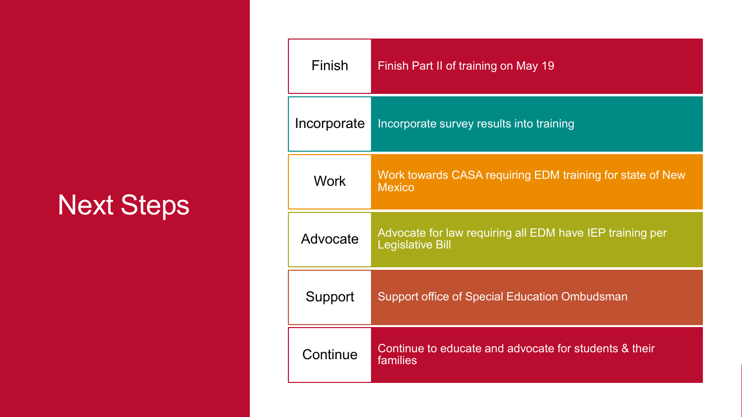# Next Steps

| | |
|---|---|
| Finish | Finish Part II of training on May 19 |
| Incorporate | Incorporate survey results into training |
| Work | Work towards CASA requiring EDM training for state of New Mexico |
| Advocate | Advocate for law requiring all EDM have IEP training per Legislative Bill |
| Support | Support office of Special Education Ombudsman |
| Continue | Continue to educate and advocate for students & their families |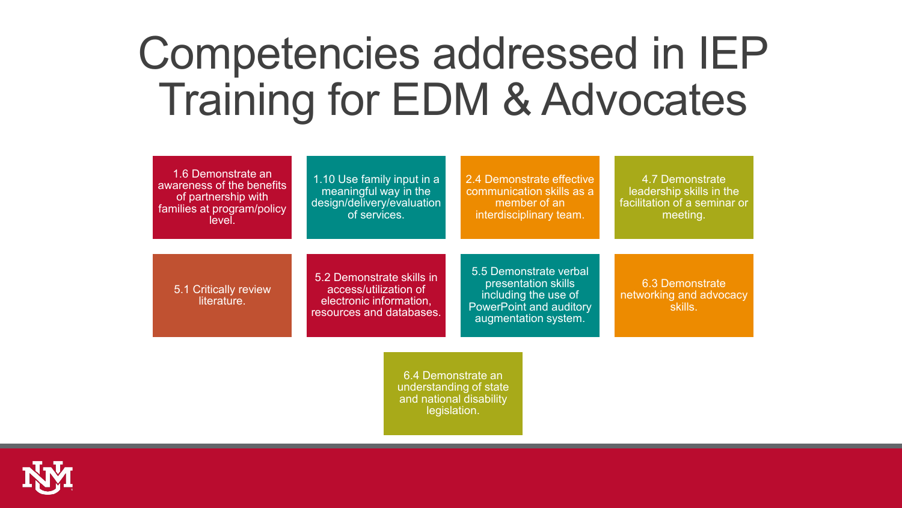# Competencies addressed in IEP Training for EDM & Advocates

- 1.6 Demonstrate an awareness of the benefits of partnership with families at program/policy level.
- 1.10 Use family input in a meaningful way in the design/delivery/evaluation of services.
- 2.4 Demonstrate effective communication skills as a member of an interdisciplinary team.
- 4.7 Demonstrate leadership skills in the facilitation of a seminar or meeting.
- 5.1 Critically review literature.
- 5.2 Demonstrate skills in access/utilization of electronic information, resources and databases.
- 5.5 Demonstrate verbal presentation skills including the use of PowerPoint and auditory augmentation system.
- 6.3 Demonstrate networking and advocacy skills.
- 6.4 Demonstrate an understanding of state and national disability legislation.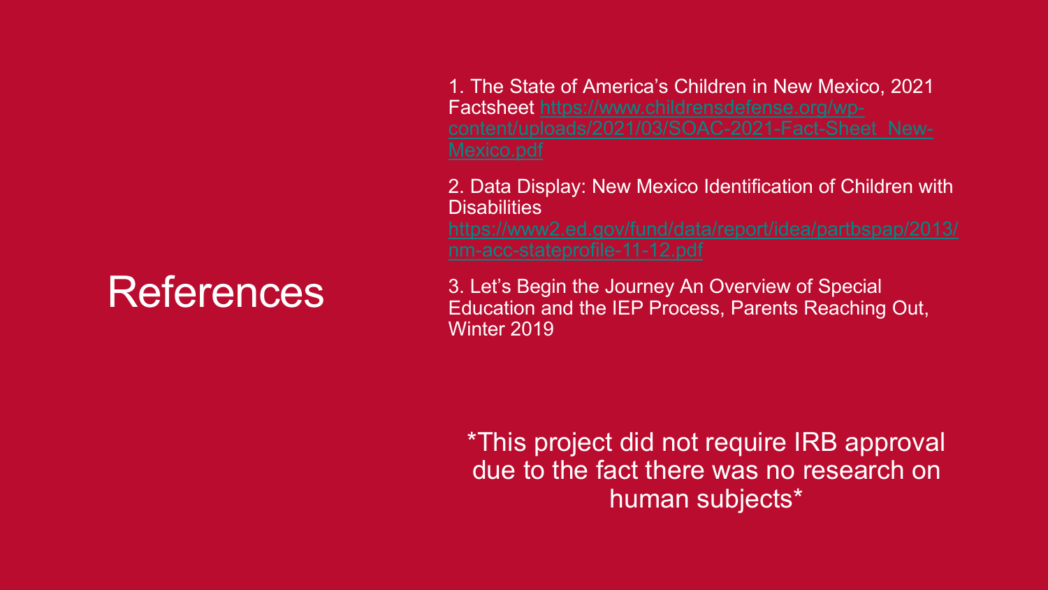# References

1. The State of America's Children in New Mexico, 2021 Factsheet https://www.childrensdefense.org/wp-content/uploads/2021/03/SOAC-2021-Fact-Sheet_New-Mexico.pdf

2. Data Display: New Mexico Identification of Children with Disabilities https://www2.ed.gov/fund/data/report/idea/partbspap/2013/nm-acc-stateprofile-11-12.pdf

3. Let's Begin the Journey An Overview of Special Education and the IEP Process, Parents Reaching Out, Winter 2019

*This project did not require IRB approval due to the fact there was no research on human subjects*